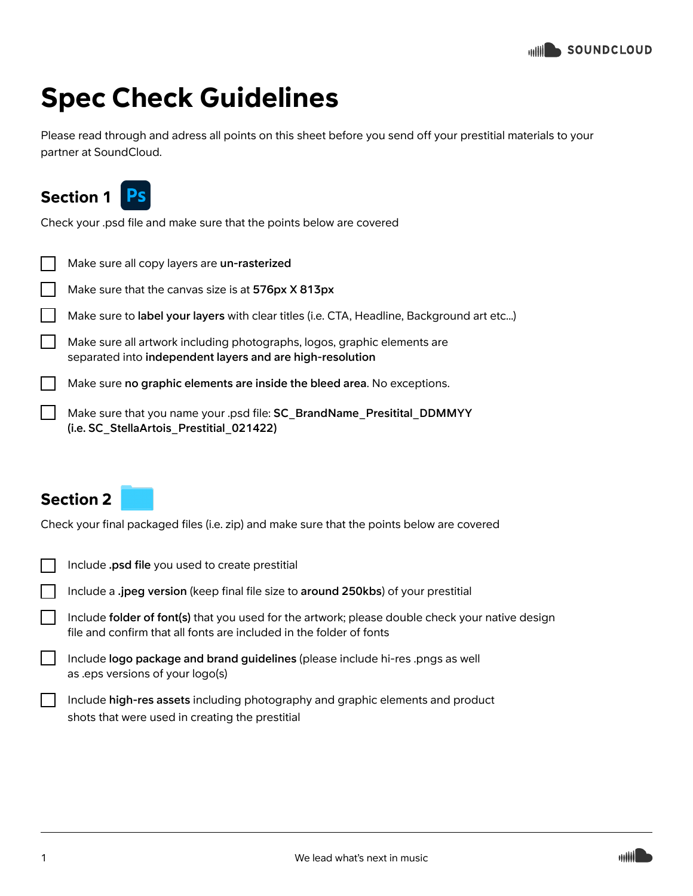# Spec Check Guidelines

Please read through and adress all points on this sheet before you send off your prestitial materials to your partner at SoundCloud.

## Section 1

Check your .psd file and make sure that the points below are covered

- [ ] Make sure all copy layers are **un-rasterized**
- [ ] Make sure that the canvas size is at **576px X 813px**
- [ ] Make sure to **label your layers** with clear titles (i.e. CTA, Headline, Background art etc...)
- [ ] Make sure all artwork including photographs, logos, graphic elements are separated into **independent layers and are high-resolution**
- [ ] Make sure **no graphic elements are inside the bleed area**. No exceptions.
- [ ] Make sure that you name your .psd file: **SC_BrandName_Presitital_DDMMYY (i.e. SC_StellaArtois_Prestitial_021422)**

## Section 2

Check your final packaged files (i.e. zip) and make sure that the points below are covered

- [ ] Include **.psd file** you used to create prestitial
- [ ] Include a **.jpeg version** (keep final file size to **around 250kbs**) of your prestitial
- [ ] Include **folder of font(s)** that you used for the artwork; please double check your native design file and confirm that all fonts are included in the folder of fonts
- [ ] Include **logo package and brand guidelines** (please include hi-res .pngs as well as .eps versions of your logo(s)
- [ ] Include **high-res assets** including photography and graphic elements and product shots that were used in creating the prestitial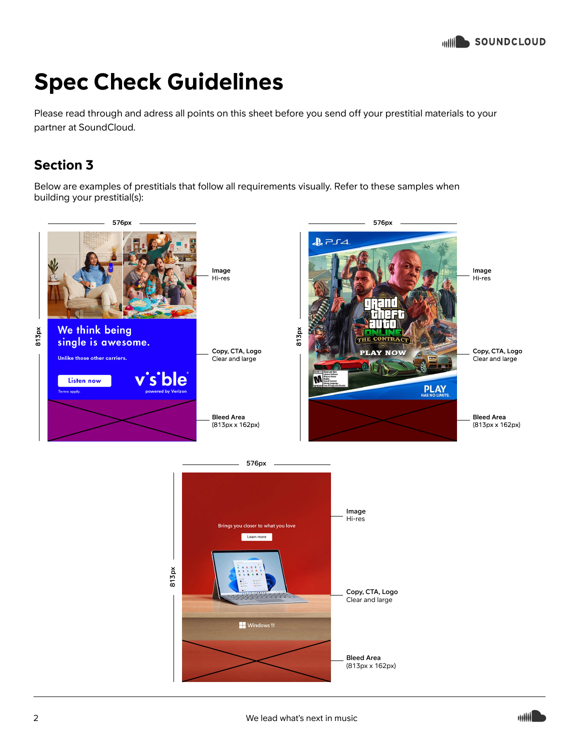# Spec Check Guidelines

Please read through and adress all points on this sheet before you send off your prestitial materials to your partner at SoundCloud.

## Section 3

Below are examples of prestitials that follow all requirements visually. Refer to these samples when building your prestitial(s):

576px

813px

Image
Hi-res

Copy, CTA, Logo
Clear and large

Bleed Area
(813px x 162px)

576px

813px

Image
Hi-res

Copy, CTA, Logo
Clear and large

Bleed Area
(813px x 162px)

576px

813px

Image
Hi-res

Copy, CTA, Logo
Clear and large

Bleed Area
(813px x 162px)

We lead what's next in music